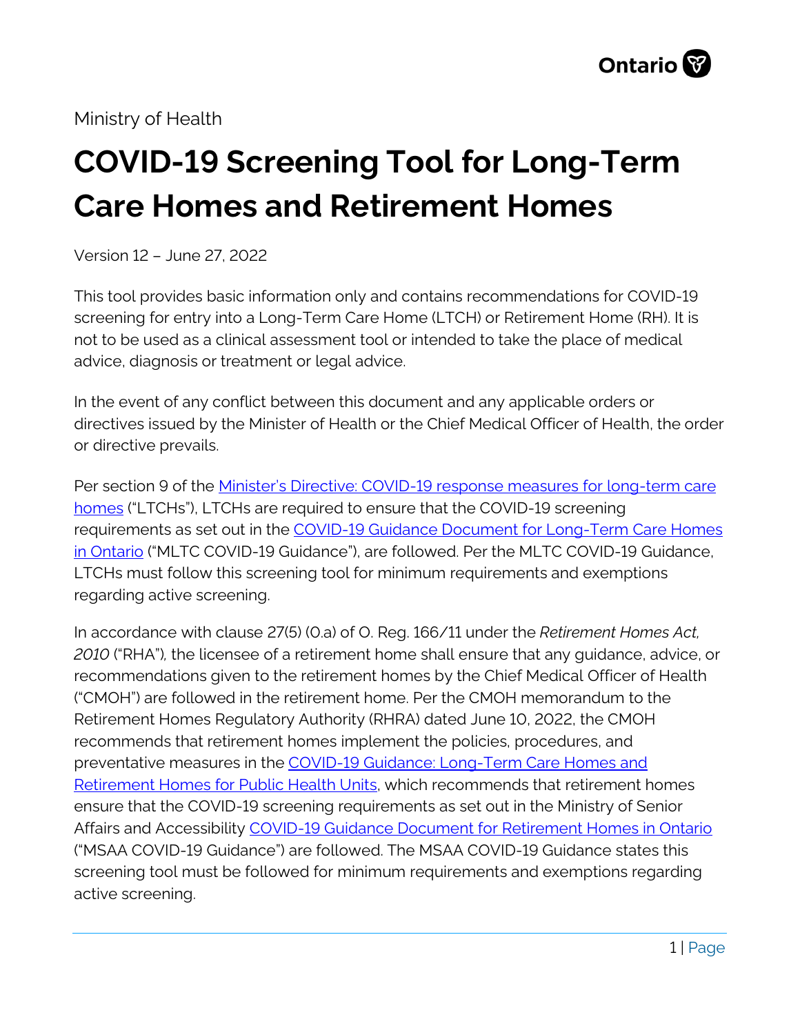Ministry of Health

# COVID-19 Screening Tool for Long-Term Care Homes and Retirement Homes

Version 12 – June 27, 2022

This tool provides basic information only and contains recommendations for COVID-19 screening for entry into a Long-Term Care Home (LTCH) or Retirement Home (RH). It is not to be used as a clinical assessment tool or intended to take the place of medical advice, diagnosis or treatment or legal advice.

In the event of any conflict between this document and any applicable orders or directives issued by the Minister of Health or the Chief Medical Officer of Health, the order or directive prevails.

Per section 9 of the Minister's Directive: COVID-19 response measures for long-term care homes ("LTCHs"), LTCHs are required to ensure that the COVID-19 screening requirements as set out in the COVID-19 Guidance Document for Long-Term Care Homes in Ontario ("MLTC COVID-19 Guidance"), are followed. Per the MLTC COVID-19 Guidance, LTCHs must follow this screening tool for minimum requirements and exemptions regarding active screening.

In accordance with clause 27(5) (0.a) of O. Reg. 166/11 under the *Retirement Homes Act, 2010* ("RHA"), the licensee of a retirement home shall ensure that any guidance, advice, or recommendations given to the retirement homes by the Chief Medical Officer of Health ("CMOH") are followed in the retirement home. Per the CMOH memorandum to the Retirement Homes Regulatory Authority (RHRA) dated June 10, 2022, the CMOH recommends that retirement homes implement the policies, procedures, and preventative measures in the COVID-19 Guidance: Long-Term Care Homes and Retirement Homes for Public Health Units, which recommends that retirement homes ensure that the COVID-19 screening requirements as set out in the Ministry of Senior Affairs and Accessibility COVID-19 Guidance Document for Retirement Homes in Ontario ("MSAA COVID-19 Guidance") are followed. The MSAA COVID-19 Guidance states this screening tool must be followed for minimum requirements and exemptions regarding active screening.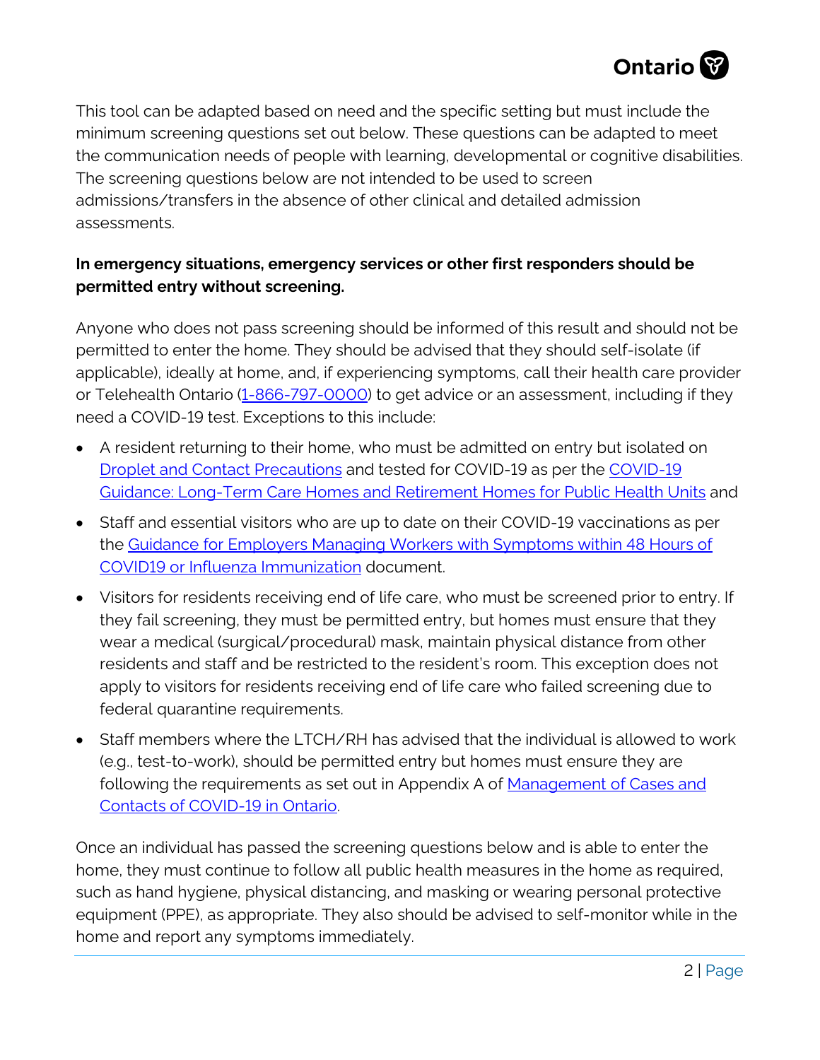This tool can be adapted based on need and the specific setting but must include the minimum screening questions set out below. These questions can be adapted to meet the communication needs of people with learning, developmental or cognitive disabilities. The screening questions below are not intended to be used to screen admissions/transfers in the absence of other clinical and detailed admission assessments.

**In emergency situations, emergency services or other first responders should be permitted entry without screening.**

Anyone who does not pass screening should be informed of this result and should not be permitted to enter the home. They should be advised that they should self-isolate (if applicable), ideally at home, and, if experiencing symptoms, call their health care provider or Telehealth Ontario (1-866-797-0000) to get advice or an assessment, including if they need a COVID-19 test. Exceptions to this include:

- A resident returning to their home, who must be admitted on entry but isolated on Droplet and Contact Precautions and tested for COVID-19 as per the COVID-19 Guidance: Long-Term Care Homes and Retirement Homes for Public Health Units and
- Staff and essential visitors who are up to date on their COVID-19 vaccinations as per the Guidance for Employers Managing Workers with Symptoms within 48 Hours of COVID19 or Influenza Immunization document.
- Visitors for residents receiving end of life care, who must be screened prior to entry. If they fail screening, they must be permitted entry, but homes must ensure that they wear a medical (surgical/procedural) mask, maintain physical distance from other residents and staff and be restricted to the resident's room. This exception does not apply to visitors for residents receiving end of life care who failed screening due to federal quarantine requirements.
- Staff members where the LTCH/RH has advised that the individual is allowed to work (e.g., test-to-work), should be permitted entry but homes must ensure they are following the requirements as set out in Appendix A of Management of Cases and Contacts of COVID-19 in Ontario.

Once an individual has passed the screening questions below and is able to enter the home, they must continue to follow all public health measures in the home as required, such as hand hygiene, physical distancing, and masking or wearing personal protective equipment (PPE), as appropriate. They also should be advised to self-monitor while in the home and report any symptoms immediately.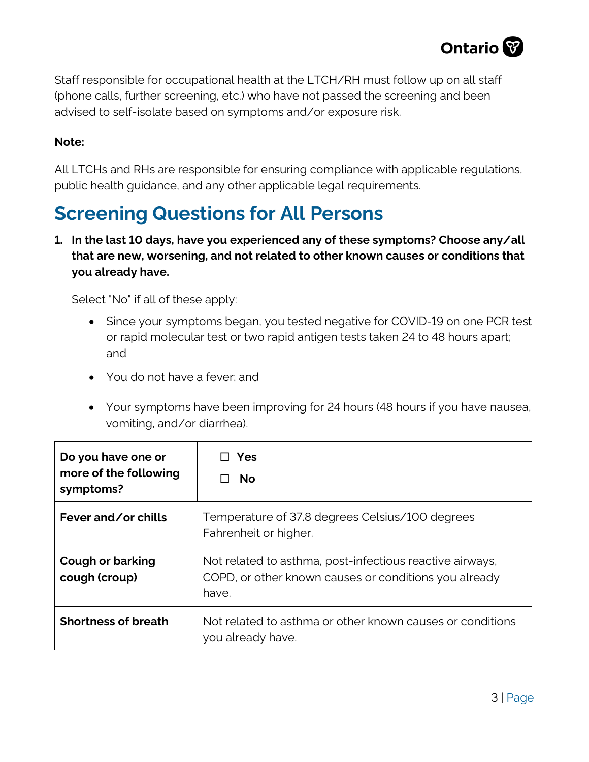Staff responsible for occupational health at the LTCH/RH must follow up on all staff (phone calls, further screening, etc.) who have not passed the screening and been advised to self-isolate based on symptoms and/or exposure risk.

**Note:**

All LTCHs and RHs are responsible for ensuring compliance with applicable regulations, public health guidance, and any other applicable legal requirements.

## Screening Questions for All Persons

1. **In the last 10 days, have you experienced any of these symptoms? Choose any/all that are new, worsening, and not related to other known causes or conditions that you already have.**

   Select "No" if all of these apply:

   - Since your symptoms began, you tested negative for COVID-19 on one PCR test or rapid molecular test or two rapid antigen tests taken 24 to 48 hours apart; and
   - You do not have a fever; and
   - Your symptoms have been improving for 24 hours (48 hours if you have nausea, vomiting, and/or diarrhea).

| **Do you have one or more of the following symptoms?** | ☐ **Yes**<br>☐ **No** |
|---|---|
| **Fever and/or chills** | Temperature of 37.8 degrees Celsius/100 degrees Fahrenheit or higher. |
| **Cough or barking cough (croup)** | Not related to asthma, post-infectious reactive airways, COPD, or other known causes or conditions you already have. |
| **Shortness of breath** | Not related to asthma or other known causes or conditions you already have. |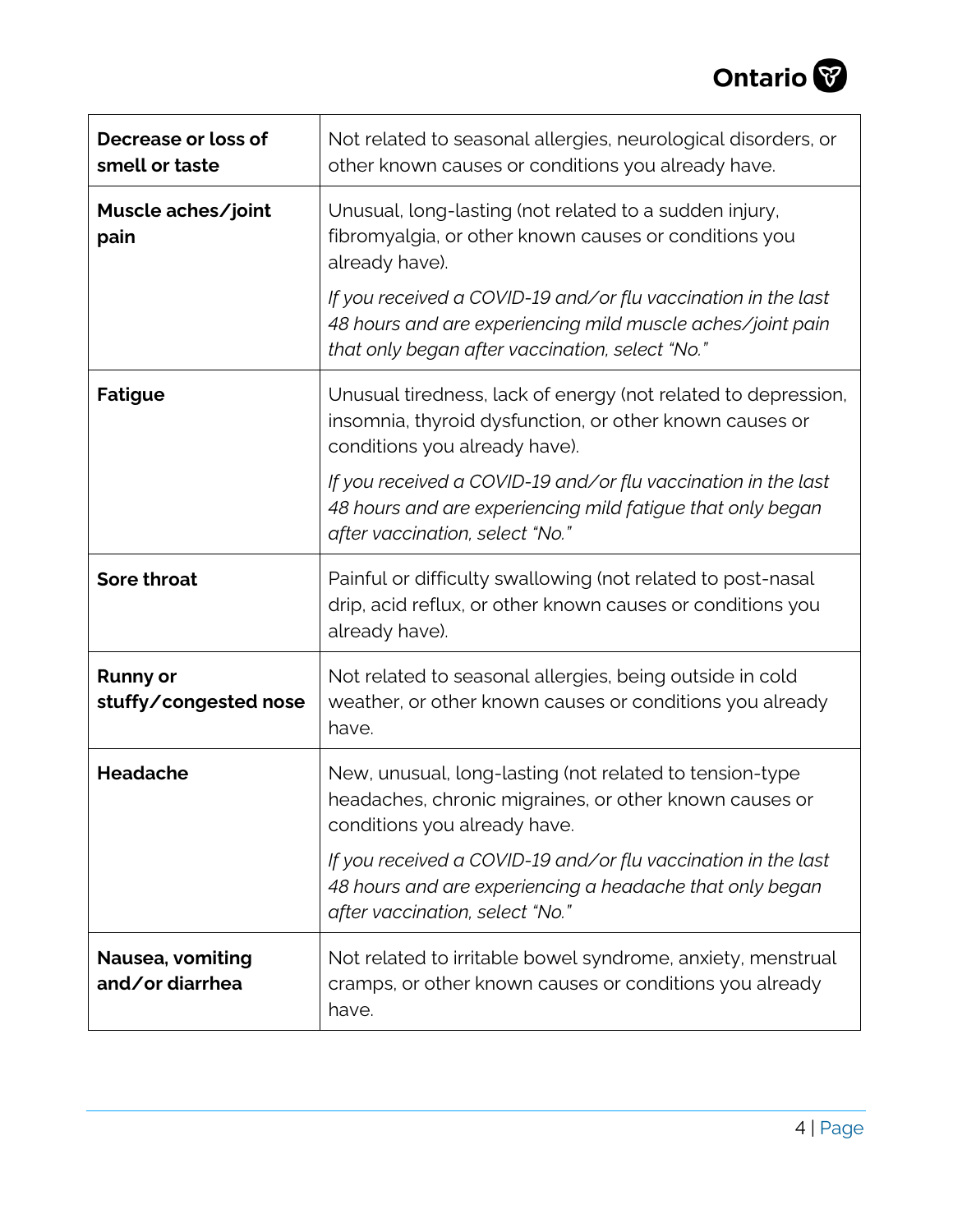| | |
|---|---|
| **Decrease or loss of smell or taste** | Not related to seasonal allergies, neurological disorders, or other known causes or conditions you already have. |
| **Muscle aches/joint pain** | Unusual, long-lasting (not related to a sudden injury, fibromyalgia, or other known causes or conditions you already have). <br><br> *If you received a COVID-19 and/or flu vaccination in the last 48 hours and are experiencing mild muscle aches/joint pain that only began after vaccination, select "No."* |
| **Fatigue** | Unusual tiredness, lack of energy (not related to depression, insomnia, thyroid dysfunction, or other known causes or conditions you already have). <br><br> *If you received a COVID-19 and/or flu vaccination in the last 48 hours and are experiencing mild fatigue that only began after vaccination, select "No."* |
| **Sore throat** | Painful or difficulty swallowing (not related to post-nasal drip, acid reflux, or other known causes or conditions you already have). |
| **Runny or stuffy/congested nose** | Not related to seasonal allergies, being outside in cold weather, or other known causes or conditions you already have. |
| **Headache** | New, unusual, long-lasting (not related to tension-type headaches, chronic migraines, or other known causes or conditions you already have. <br><br> *If you received a COVID-19 and/or flu vaccination in the last 48 hours and are experiencing a headache that only began after vaccination, select "No."* |
| **Nausea, vomiting and/or diarrhea** | Not related to irritable bowel syndrome, anxiety, menstrual cramps, or other known causes or conditions you already have. |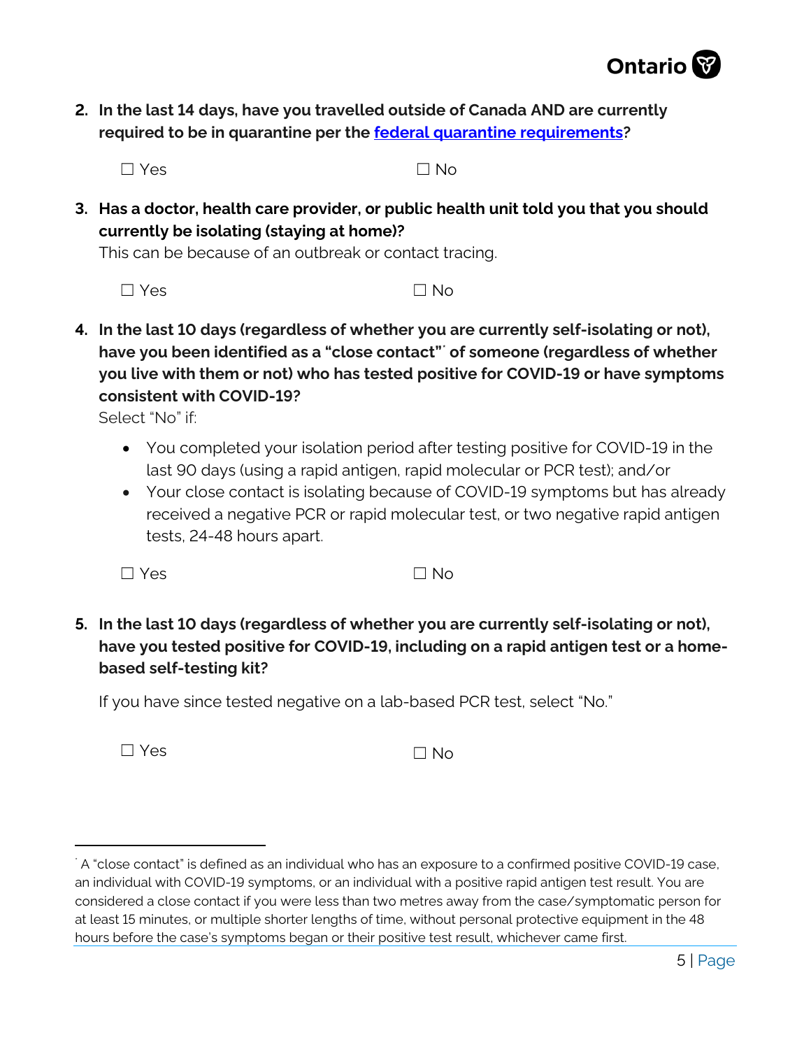2. **In the last 14 days, have you travelled outside of Canada AND are currently required to be in quarantine per the [federal quarantine requirements](federal quarantine requirements)?**

   ☐ Yes ☐ No

3. **Has a doctor, health care provider, or public health unit told you that you should currently be isolating (staying at home)?**
   This can be because of an outbreak or contact tracing.

   ☐ Yes ☐ No

4. **In the last 10 days (regardless of whether you are currently self-isolating or not), have you been identified as a "close contact"[*] of someone (regardless of whether you live with them or not) who has tested positive for COVID-19 or have symptoms consistent with COVID-19?**
   Select "No" if:

   - You completed your isolation period after testing positive for COVID-19 in the last 90 days (using a rapid antigen, rapid molecular or PCR test); and/or
   - Your close contact is isolating because of COVID-19 symptoms but has already received a negative PCR or rapid molecular test, or two negative rapid antigen tests, 24-48 hours apart.

   ☐ Yes ☐ No

5. **In the last 10 days (regardless of whether you are currently self-isolating or not), have you tested positive for COVID-19, including on a rapid antigen test or a home-based self-testing kit?**

   If you have since tested negative on a lab-based PCR test, select "No."

   ☐ Yes ☐ No

---

[*] A "close contact" is defined as an individual who has an exposure to a confirmed positive COVID-19 case, an individual with COVID-19 symptoms, or an individual with a positive rapid antigen test result. You are considered a close contact if you were less than two metres away from the case/symptomatic person for at least 15 minutes, or multiple shorter lengths of time, without personal protective equipment in the 48 hours before the case's symptoms began or their positive test result, whichever came first.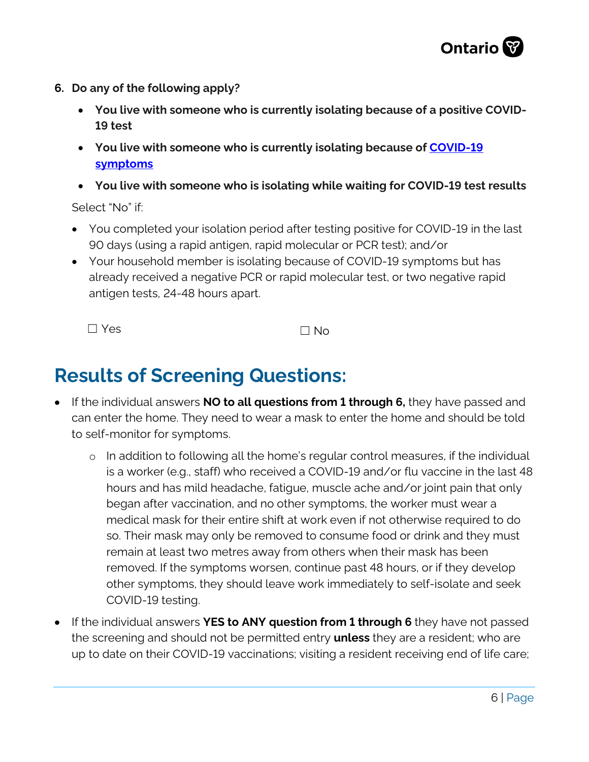6. **Do any of the following apply?**

   - **You live with someone who is currently isolating because of a positive COVID-19 test**
   - **You live with someone who is currently isolating because of [COVID-19 symptoms]()**
   - **You live with someone who is isolating while waiting for COVID-19 test results**

   Select "No" if:

   - You completed your isolation period after testing positive for COVID-19 in the last 90 days (using a rapid antigen, rapid molecular or PCR test); and/or
   - Your household member is isolating because of COVID-19 symptoms but has already received a negative PCR or rapid molecular test, or two negative rapid antigen tests, 24-48 hours apart.

   ☐ Yes ☐ No

## Results of Screening Questions:

- If the individual answers **NO to all questions from 1 through 6,** they have passed and can enter the home. They need to wear a mask to enter the home and should be told to self-monitor for symptoms.
  - In addition to following all the home's regular control measures, if the individual is a worker (e.g., staff) who received a COVID-19 and/or flu vaccine in the last 48 hours and has mild headache, fatigue, muscle ache and/or joint pain that only began after vaccination, and no other symptoms, the worker must wear a medical mask for their entire shift at work even if not otherwise required to do so. Their mask may only be removed to consume food or drink and they must remain at least two metres away from others when their mask has been removed. If the symptoms worsen, continue past 48 hours, or if they develop other symptoms, they should leave work immediately to self-isolate and seek COVID-19 testing.
- If the individual answers **YES to ANY question from 1 through 6** they have not passed the screening and should not be permitted entry **unless** they are a resident; who are up to date on their COVID-19 vaccinations; visiting a resident receiving end of life care;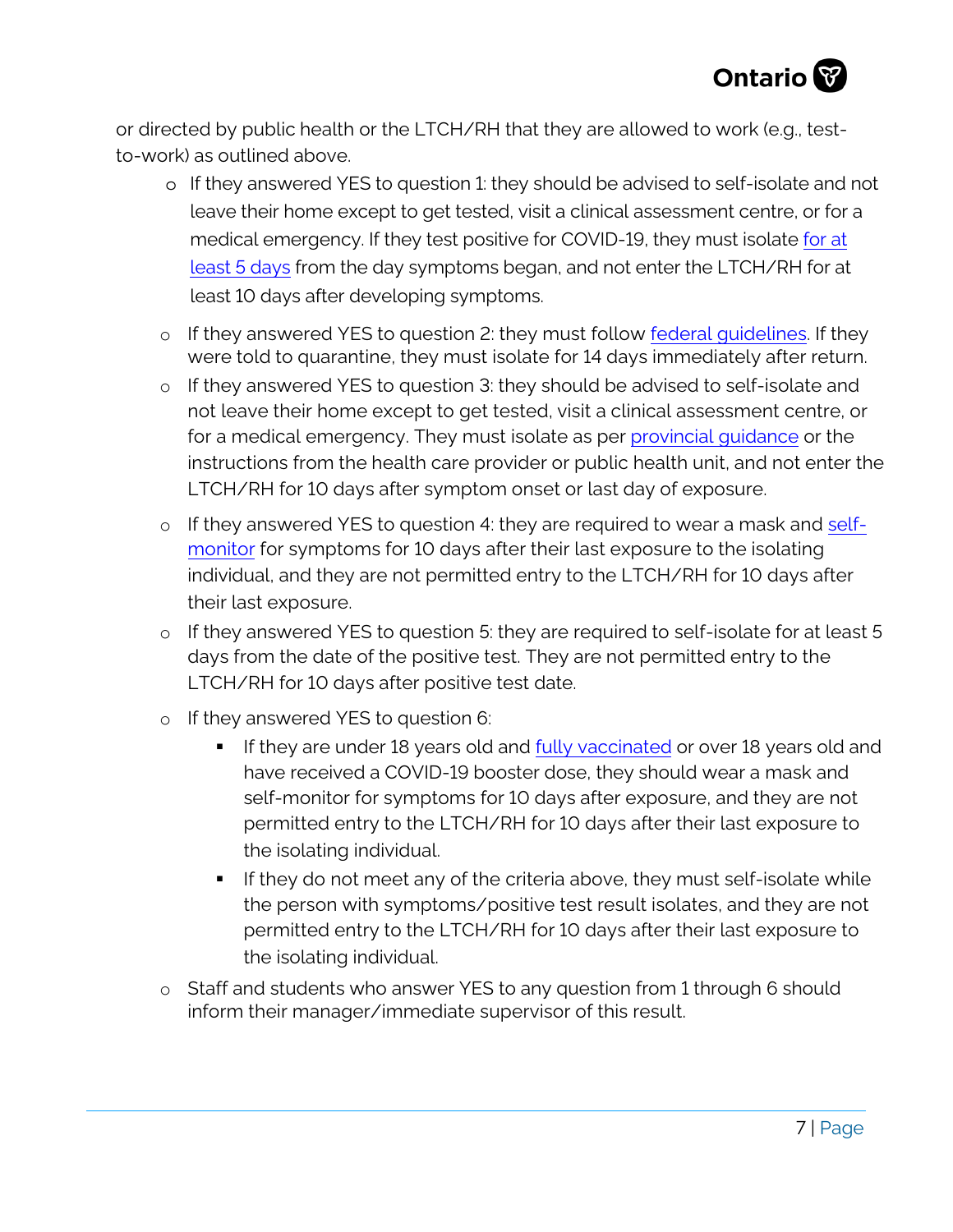or directed by public health or the LTCH/RH that they are allowed to work (e.g., test-to-work) as outlined above.

- If they answered YES to question 1: they should be advised to self-isolate and not leave their home except to get tested, visit a clinical assessment centre, or for a medical emergency. If they test positive for COVID-19, they must isolate [for at least 5 days]() from the day symptoms began, and not enter the LTCH/RH for at least 10 days after developing symptoms.
- If they answered YES to question 2: they must follow [federal guidelines](). If they were told to quarantine, they must isolate for 14 days immediately after return.
- If they answered YES to question 3: they should be advised to self-isolate and not leave their home except to get tested, visit a clinical assessment centre, or for a medical emergency. They must isolate as per [provincial guidance]() or the instructions from the health care provider or public health unit, and not enter the LTCH/RH for 10 days after symptom onset or last day of exposure.
- If they answered YES to question 4: they are required to wear a mask and [self-monitor]() for symptoms for 10 days after their last exposure to the isolating individual, and they are not permitted entry to the LTCH/RH for 10 days after their last exposure.
- If they answered YES to question 5: they are required to self-isolate for at least 5 days from the date of the positive test. They are not permitted entry to the LTCH/RH for 10 days after positive test date.
- If they answered YES to question 6:
  - If they are under 18 years old and [fully vaccinated]() or over 18 years old and have received a COVID-19 booster dose, they should wear a mask and self-monitor for symptoms for 10 days after exposure, and they are not permitted entry to the LTCH/RH for 10 days after their last exposure to the isolating individual.
  - If they do not meet any of the criteria above, they must self-isolate while the person with symptoms/positive test result isolates, and they are not permitted entry to the LTCH/RH for 10 days after their last exposure to the isolating individual.
- Staff and students who answer YES to any question from 1 through 6 should inform their manager/immediate supervisor of this result.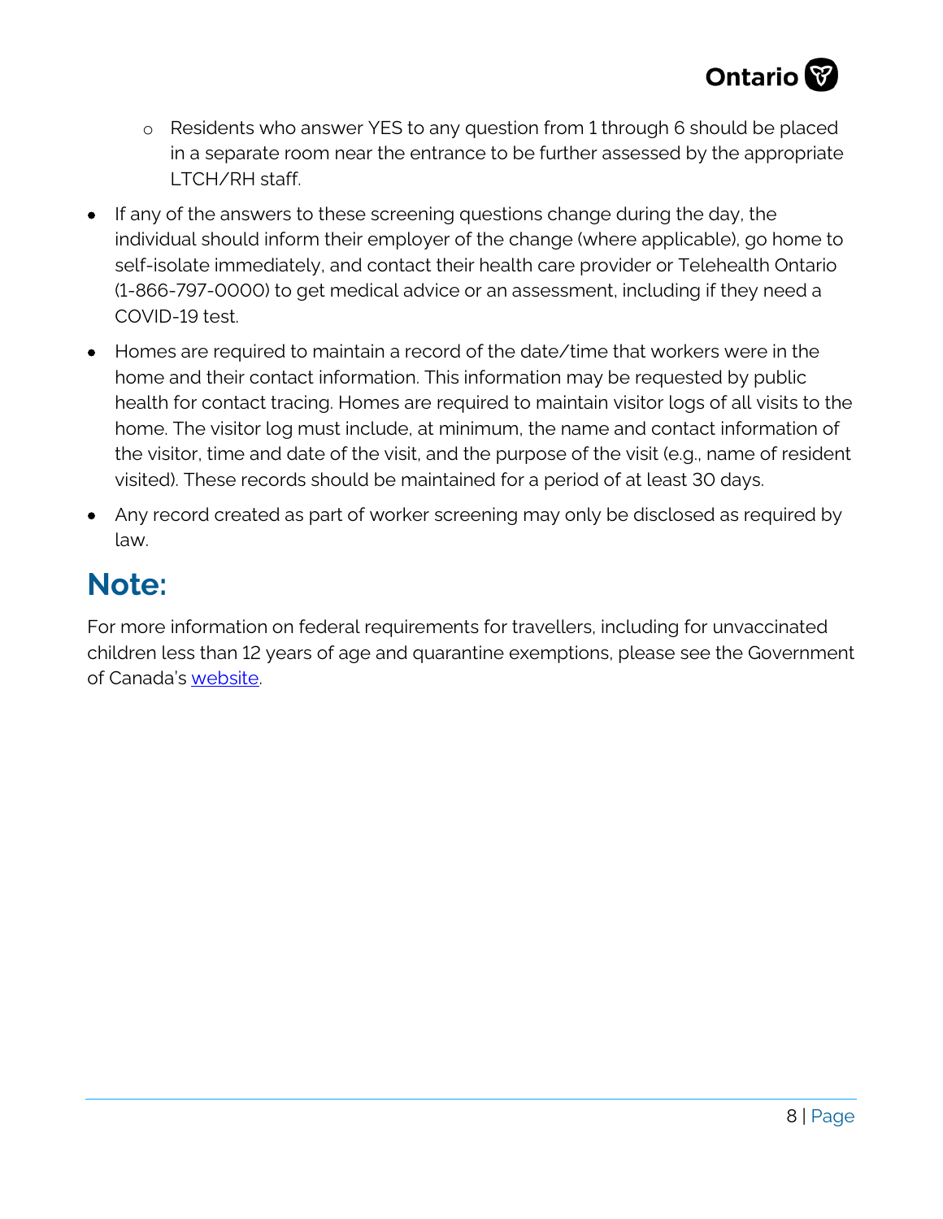- Residents who answer YES to any question from 1 through 6 should be placed in a separate room near the entrance to be further assessed by the appropriate LTCH/RH staff.
- If any of the answers to these screening questions change during the day, the individual should inform their employer of the change (where applicable), go home to self-isolate immediately, and contact their health care provider or Telehealth Ontario (1-866-797-0000) to get medical advice or an assessment, including if they need a COVID-19 test.
- Homes are required to maintain a record of the date/time that workers were in the home and their contact information. This information may be requested by public health for contact tracing. Homes are required to maintain visitor logs of all visits to the home. The visitor log must include, at minimum, the name and contact information of the visitor, time and date of the visit, and the purpose of the visit (e.g., name of resident visited). These records should be maintained for a period of at least 30 days.
- Any record created as part of worker screening may only be disclosed as required by law.

## Note:

For more information on federal requirements for travellers, including for unvaccinated children less than 12 years of age and quarantine exemptions, please see the Government of Canada's website.